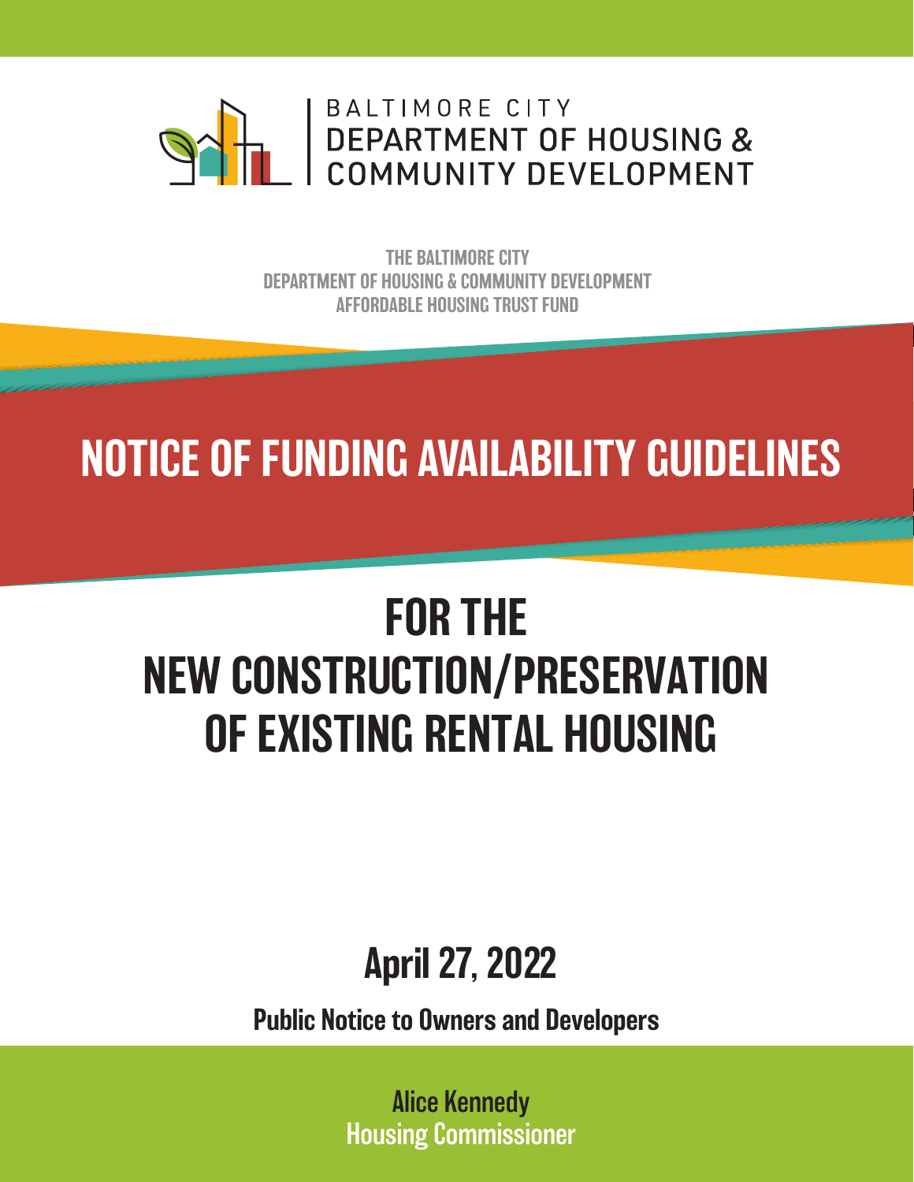BALTIMORE CITY
DEPARTMENT OF HOUSING &
COMMUNITY DEVELOPMENT

THE BALTIMORE CITY
DEPARTMENT OF HOUSING & COMMUNITY DEVELOPMENT
AFFORDABLE HOUSING TRUST FUND

# NOTICE OF FUNDING AVAILABILITY GUIDELINES

# FOR THE NEW CONSTRUCTION/PRESERVATION OF EXISTING RENTAL HOUSING

## April 27, 2022

**Public Notice to Owners and Developers**

Alice Kennedy
Housing Commissioner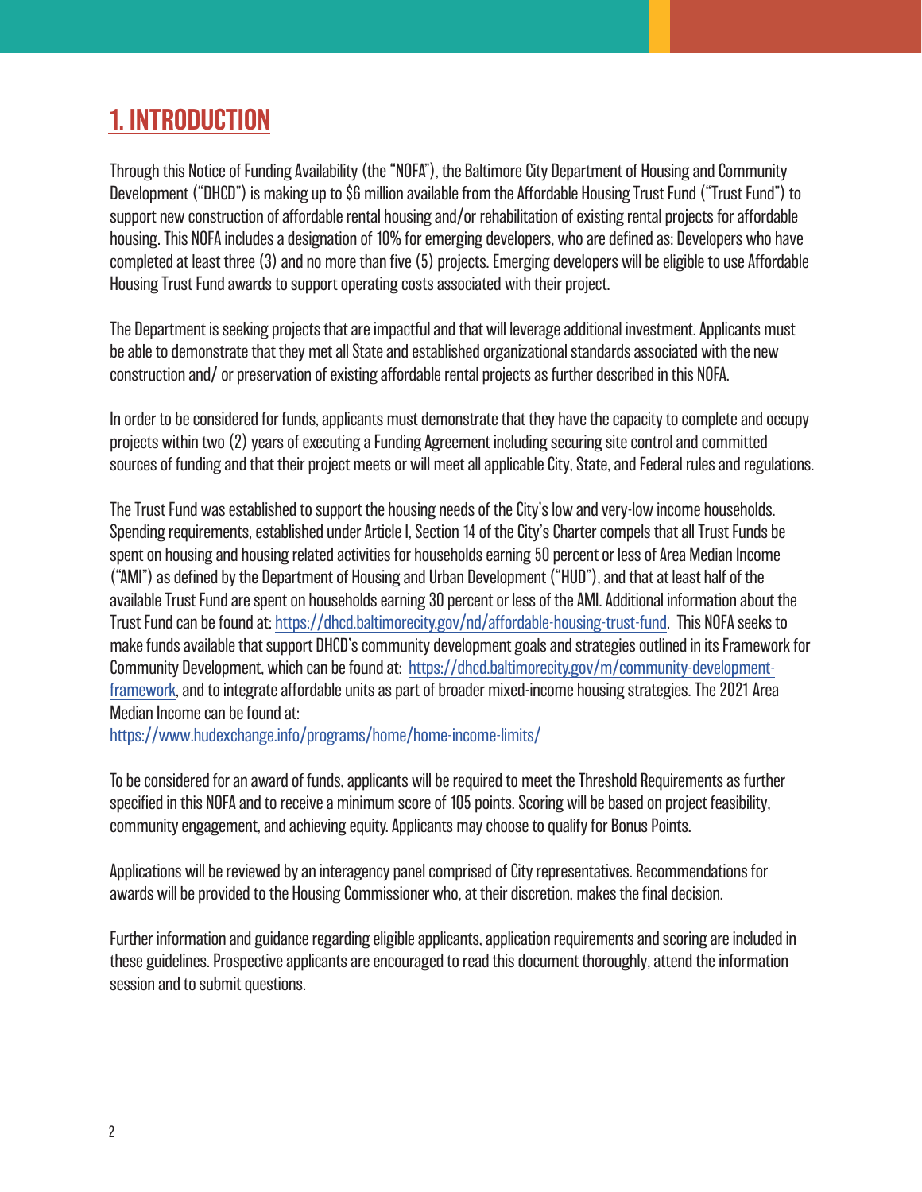# 1. INTRODUCTION

Through this Notice of Funding Availability (the "NOFA"), the Baltimore City Department of Housing and Community Development ("DHCD") is making up to $6 million available from the Affordable Housing Trust Fund ("Trust Fund") to support new construction of affordable rental housing and/or rehabilitation of existing rental projects for affordable housing. This NOFA includes a designation of 10% for emerging developers, who are defined as: Developers who have completed at least three (3) and no more than five (5) projects. Emerging developers will be eligible to use Affordable Housing Trust Fund awards to support operating costs associated with their project.

The Department is seeking projects that are impactful and that will leverage additional investment. Applicants must be able to demonstrate that they met all State and established organizational standards associated with the new construction and/ or preservation of existing affordable rental projects as further described in this NOFA.

In order to be considered for funds, applicants must demonstrate that they have the capacity to complete and occupy projects within two (2) years of executing a Funding Agreement including securing site control and committed sources of funding and that their project meets or will meet all applicable City, State, and Federal rules and regulations.

The Trust Fund was established to support the housing needs of the City's low and very-low income households. Spending requirements, established under Article I, Section 14 of the City's Charter compels that all Trust Funds be spent on housing and housing related activities for households earning 50 percent or less of Area Median Income ("AMI") as defined by the Department of Housing and Urban Development ("HUD"), and that at least half of the available Trust Fund are spent on households earning 30 percent or less of the AMI. Additional information about the Trust Fund can be found at: https://dhcd.baltimorecity.gov/nd/affordable-housing-trust-fund. This NOFA seeks to make funds available that support DHCD's community development goals and strategies outlined in its Framework for Community Development, which can be found at: https://dhcd.baltimorecity.gov/m/community-development-framework, and to integrate affordable units as part of broader mixed-income housing strategies. The 2021 Area Median Income can be found at:
https://www.hudexchange.info/programs/home/home-income-limits/

To be considered for an award of funds, applicants will be required to meet the Threshold Requirements as further specified in this NOFA and to receive a minimum score of 105 points. Scoring will be based on project feasibility, community engagement, and achieving equity. Applicants may choose to qualify for Bonus Points.

Applications will be reviewed by an interagency panel comprised of City representatives. Recommendations for awards will be provided to the Housing Commissioner who, at their discretion, makes the final decision.

Further information and guidance regarding eligible applicants, application requirements and scoring are included in these guidelines. Prospective applicants are encouraged to read this document thoroughly, attend the information session and to submit questions.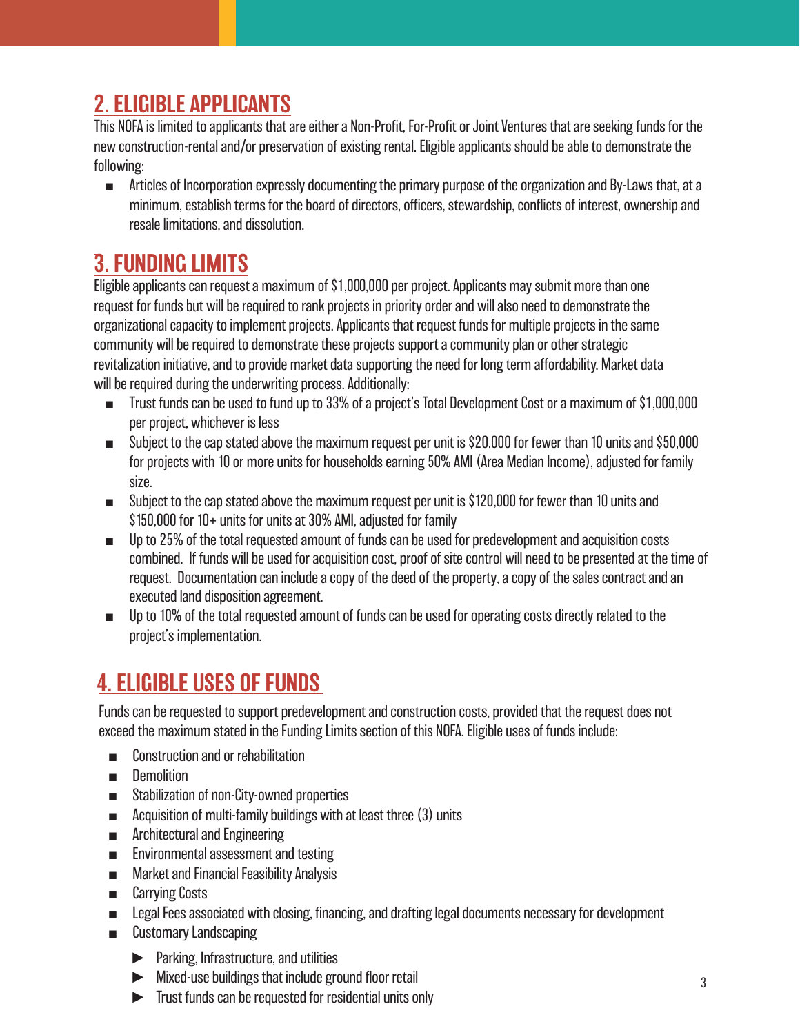## 2. ELIGIBLE APPLICANTS

This NOFA is limited to applicants that are either a Non-Profit, For-Profit or Joint Ventures that are seeking funds for the new construction-rental and/or preservation of existing rental. Eligible applicants should be able to demonstrate the following:

- Articles of Incorporation expressly documenting the primary purpose of the organization and By-Laws that, at a minimum, establish terms for the board of directors, officers, stewardship, conflicts of interest, ownership and resale limitations, and dissolution.

## 3. FUNDING LIMITS

Eligible applicants can request a maximum of $1,000,000 per project. Applicants may submit more than one request for funds but will be required to rank projects in priority order and will also need to demonstrate the organizational capacity to implement projects. Applicants that request funds for multiple projects in the same community will be required to demonstrate these projects support a community plan or other strategic revitalization initiative, and to provide market data supporting the need for long term affordability. Market data will be required during the underwriting process. Additionally:

- Trust funds can be used to fund up to 33% of a project's Total Development Cost or a maximum of $1,000,000 per project, whichever is less
- Subject to the cap stated above the maximum request per unit is $20,000 for fewer than 10 units and $50,000 for projects with 10 or more units for households earning 50% AMI (Area Median Income), adjusted for family size.
- Subject to the cap stated above the maximum request per unit is $120,000 for fewer than 10 units and $150,000 for 10+ units for units at 30% AMI, adjusted for family
- Up to 25% of the total requested amount of funds can be used for predevelopment and acquisition costs combined. If funds will be used for acquisition cost, proof of site control will need to be presented at the time of request. Documentation can include a copy of the deed of the property, a copy of the sales contract and an executed land disposition agreement.
- Up to 10% of the total requested amount of funds can be used for operating costs directly related to the project's implementation.

## 4. ELIGIBLE USES OF FUNDS

Funds can be requested to support predevelopment and construction costs, provided that the request does not exceed the maximum stated in the Funding Limits section of this NOFA. Eligible uses of funds include:

- Construction and or rehabilitation
- Demolition
- Stabilization of non-City-owned properties
- Acquisition of multi-family buildings with at least three (3) units
- Architectural and Engineering
- Environmental assessment and testing
- Market and Financial Feasibility Analysis
- Carrying Costs
- Legal Fees associated with closing, financing, and drafting legal documents necessary for development
- Customary Landscaping
  - Parking, Infrastructure, and utilities
  - Mixed-use buildings that include ground floor retail
  - Trust funds can be requested for residential units only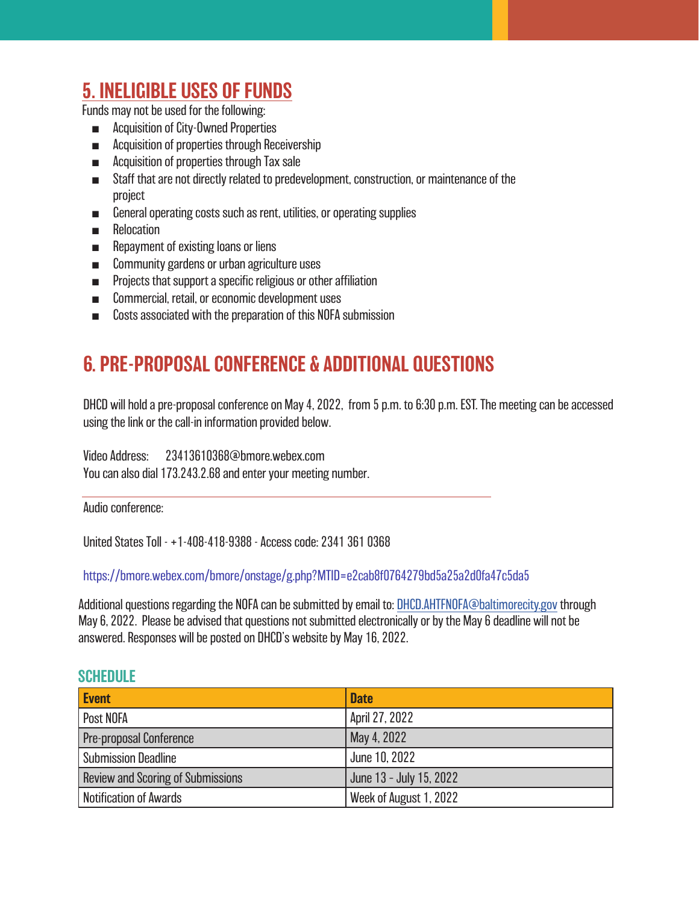## 5. INELIGIBLE USES OF FUNDS

Funds may not be used for the following:

- Acquisition of City-Owned Properties
- Acquisition of properties through Receivership
- Acquisition of properties through Tax sale
- Staff that are not directly related to predevelopment, construction, or maintenance of the project
- General operating costs such as rent, utilities, or operating supplies
- Relocation
- Repayment of existing loans or liens
- Community gardens or urban agriculture uses
- Projects that support a specific religious or other affiliation
- Commercial, retail, or economic development uses
- Costs associated with the preparation of this NOFA submission

## 6. PRE-PROPOSAL CONFERENCE & ADDITIONAL QUESTIONS

DHCD will hold a pre-proposal conference on May 4, 2022, from 5 p.m. to 6:30 p.m. EST. The meeting can be accessed using the link or the call-in information provided below.

Video Address: 23413610368@bmore.webex.com
You can also dial 173.243.2.68 and enter your meeting number.

---

Audio conference:

United States Toll - +1-408-418-9388 - Access code: 2341 361 0368

https://bmore.webex.com/bmore/onstage/g.php?MTID=e2cab8f0764279bd5a25a2d0fa47c5da5

Additional questions regarding the NOFA can be submitted by email to: DHCD.AHTFNOFA@baltimorecity.gov through May 6, 2022. Please be advised that questions not submitted electronically or by the May 6 deadline will not be answered. Responses will be posted on DHCD's website by May 16, 2022.

### SCHEDULE

| Event | Date |
|---|---|
| Post NOFA | April 27, 2022 |
| Pre-proposal Conference | May 4, 2022 |
| Submission Deadline | June 10, 2022 |
| Review and Scoring of Submissions | June 13 - July 15, 2022 |
| Notification of Awards | Week of August 1, 2022 |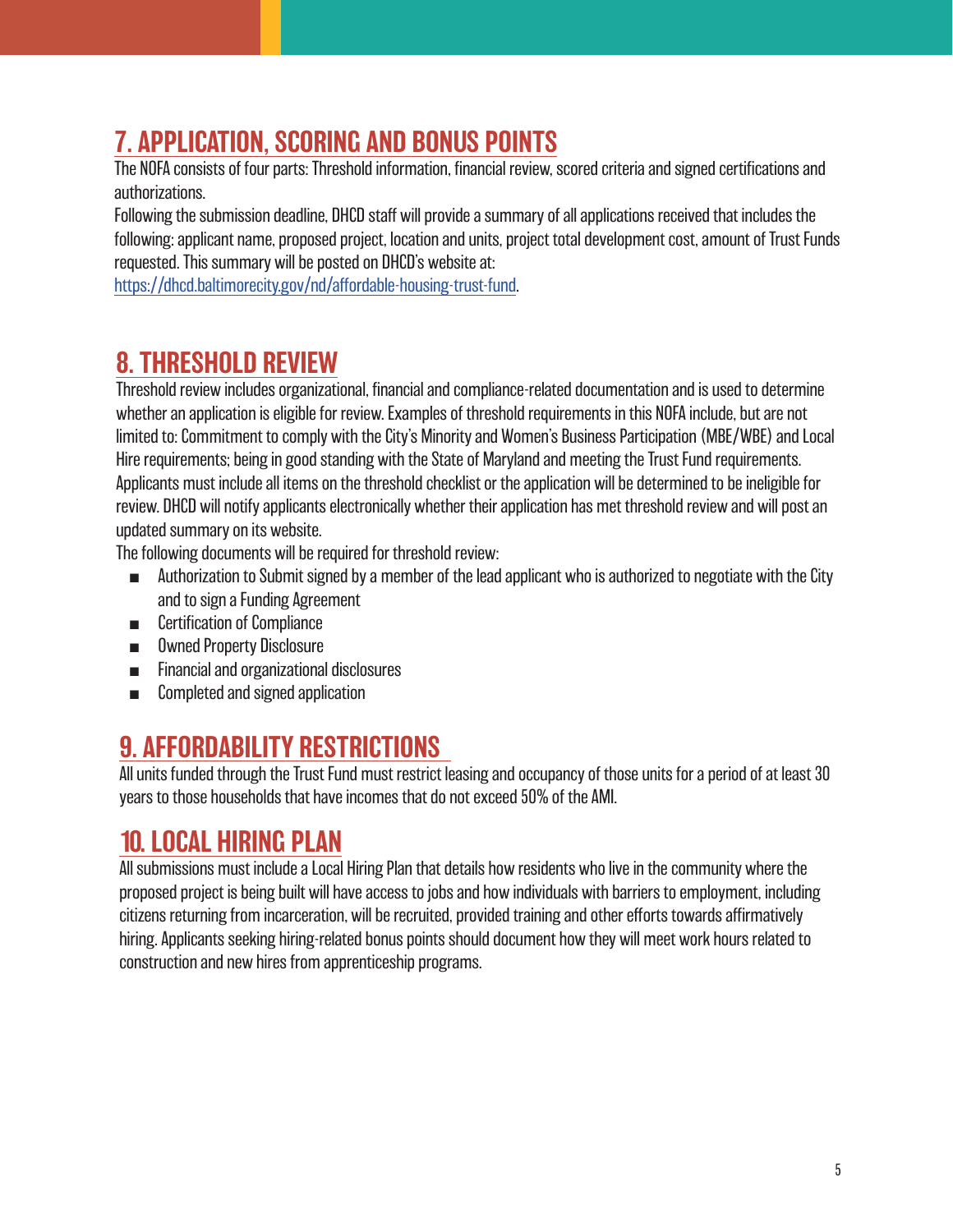## 7. APPLICATION, SCORING AND BONUS POINTS

The NOFA consists of four parts: Threshold information, financial review, scored criteria and signed certifications and authorizations.

Following the submission deadline, DHCD staff will provide a summary of all applications received that includes the following: applicant name, proposed project, location and units, project total development cost, amount of Trust Funds requested. This summary will be posted on DHCD's website at: https://dhcd.baltimorecity.gov/nd/affordable-housing-trust-fund.

## 8. THRESHOLD REVIEW

Threshold review includes organizational, financial and compliance-related documentation and is used to determine whether an application is eligible for review. Examples of threshold requirements in this NOFA include, but are not limited to: Commitment to comply with the City's Minority and Women's Business Participation (MBE/WBE) and Local Hire requirements; being in good standing with the State of Maryland and meeting the Trust Fund requirements. Applicants must include all items on the threshold checklist or the application will be determined to be ineligible for review. DHCD will notify applicants electronically whether their application has met threshold review and will post an updated summary on its website.

The following documents will be required for threshold review:

- Authorization to Submit signed by a member of the lead applicant who is authorized to negotiate with the City and to sign a Funding Agreement
- Certification of Compliance
- Owned Property Disclosure
- Financial and organizational disclosures
- Completed and signed application

## 9. AFFORDABILITY RESTRICTIONS

All units funded through the Trust Fund must restrict leasing and occupancy of those units for a period of at least 30 years to those households that have incomes that do not exceed 50% of the AMI.

## 10. LOCAL HIRING PLAN

All submissions must include a Local Hiring Plan that details how residents who live in the community where the proposed project is being built will have access to jobs and how individuals with barriers to employment, including citizens returning from incarceration, will be recruited, provided training and other efforts towards affirmatively hiring. Applicants seeking hiring-related bonus points should document how they will meet work hours related to construction and new hires from apprenticeship programs.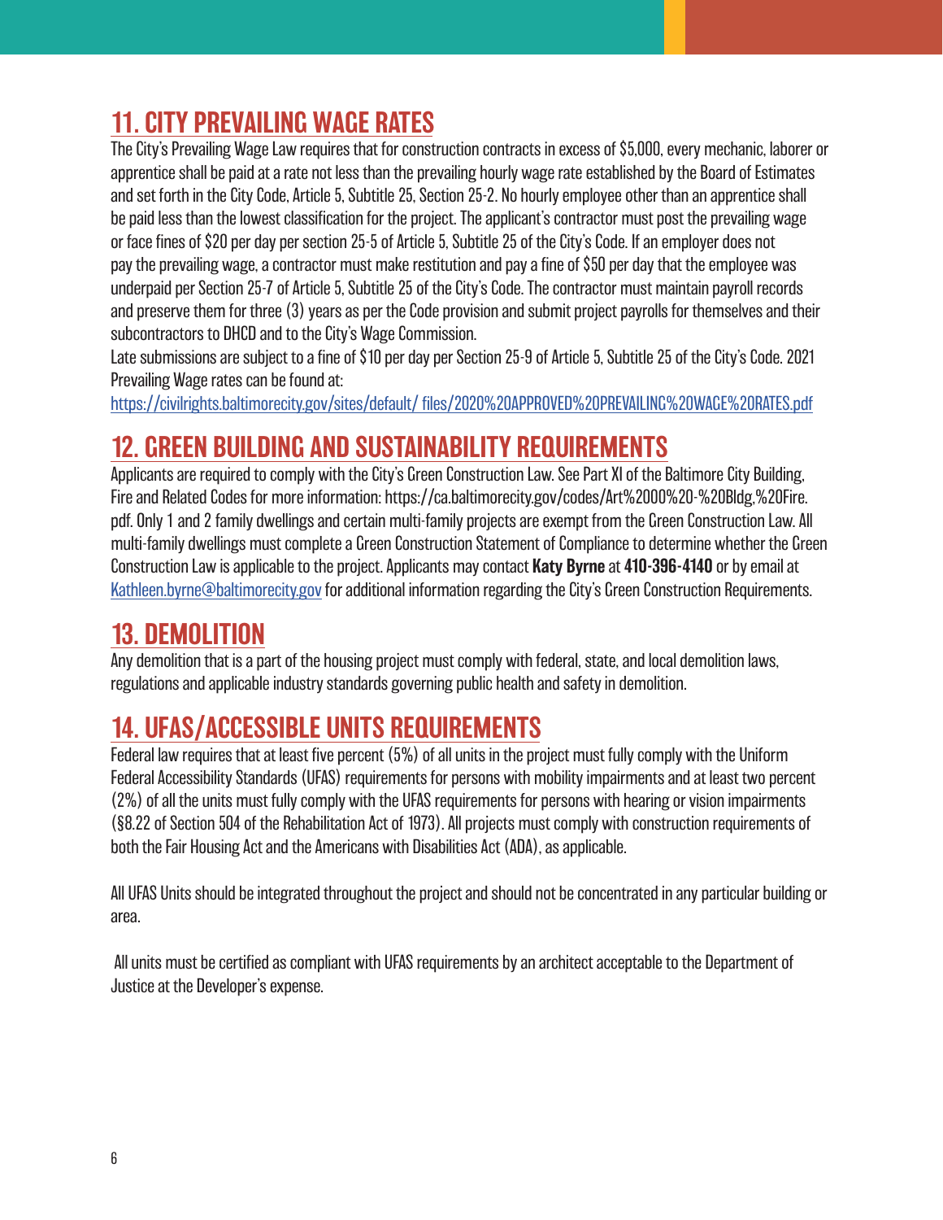## 11. CITY PREVAILING WAGE RATES

The City's Prevailing Wage Law requires that for construction contracts in excess of $5,000, every mechanic, laborer or apprentice shall be paid at a rate not less than the prevailing hourly wage rate established by the Board of Estimates and set forth in the City Code, Article 5, Subtitle 25, Section 25-2. No hourly employee other than an apprentice shall be paid less than the lowest classification for the project. The applicant's contractor must post the prevailing wage or face fines of $20 per day per section 25-5 of Article 5, Subtitle 25 of the City's Code. If an employer does not pay the prevailing wage, a contractor must make restitution and pay a fine of $50 per day that the employee was underpaid per Section 25-7 of Article 5, Subtitle 25 of the City's Code. The contractor must maintain payroll records and preserve them for three (3) years as per the Code provision and submit project payrolls for themselves and their subcontractors to DHCD and to the City's Wage Commission.

Late submissions are subject to a fine of $10 per day per Section 25-9 of Article 5, Subtitle 25 of the City's Code. 2021 Prevailing Wage rates can be found at:

https://civilrights.baltimorecity.gov/sites/default/ files/2020%20APPROVED%20PREVAILING%20WAGE%20RATES.pdf

## 12. GREEN BUILDING AND SUSTAINABILITY REQUIREMENTS

Applicants are required to comply with the City's Green Construction Law. See Part XI of the Baltimore City Building, Fire and Related Codes for more information: https://ca.baltimorecity.gov/codes/Art%2000%20-%20Bldg,%20Fire.pdf. Only 1 and 2 family dwellings and certain multi-family projects are exempt from the Green Construction Law. All multi-family dwellings must complete a Green Construction Statement of Compliance to determine whether the Green Construction Law is applicable to the project. Applicants may contact **Katy Byrne** at **410-396-4140** or by email at Kathleen.byrne@baltimorecity.gov for additional information regarding the City's Green Construction Requirements.

## 13. DEMOLITION

Any demolition that is a part of the housing project must comply with federal, state, and local demolition laws, regulations and applicable industry standards governing public health and safety in demolition.

## 14. UFAS/ACCESSIBLE UNITS REQUIREMENTS

Federal law requires that at least five percent (5%) of all units in the project must fully comply with the Uniform Federal Accessibility Standards (UFAS) requirements for persons with mobility impairments and at least two percent (2%) of all the units must fully comply with the UFAS requirements for persons with hearing or vision impairments (§8.22 of Section 504 of the Rehabilitation Act of 1973). All projects must comply with construction requirements of both the Fair Housing Act and the Americans with Disabilities Act (ADA), as applicable.

All UFAS Units should be integrated throughout the project and should not be concentrated in any particular building or area.

All units must be certified as compliant with UFAS requirements by an architect acceptable to the Department of Justice at the Developer's expense.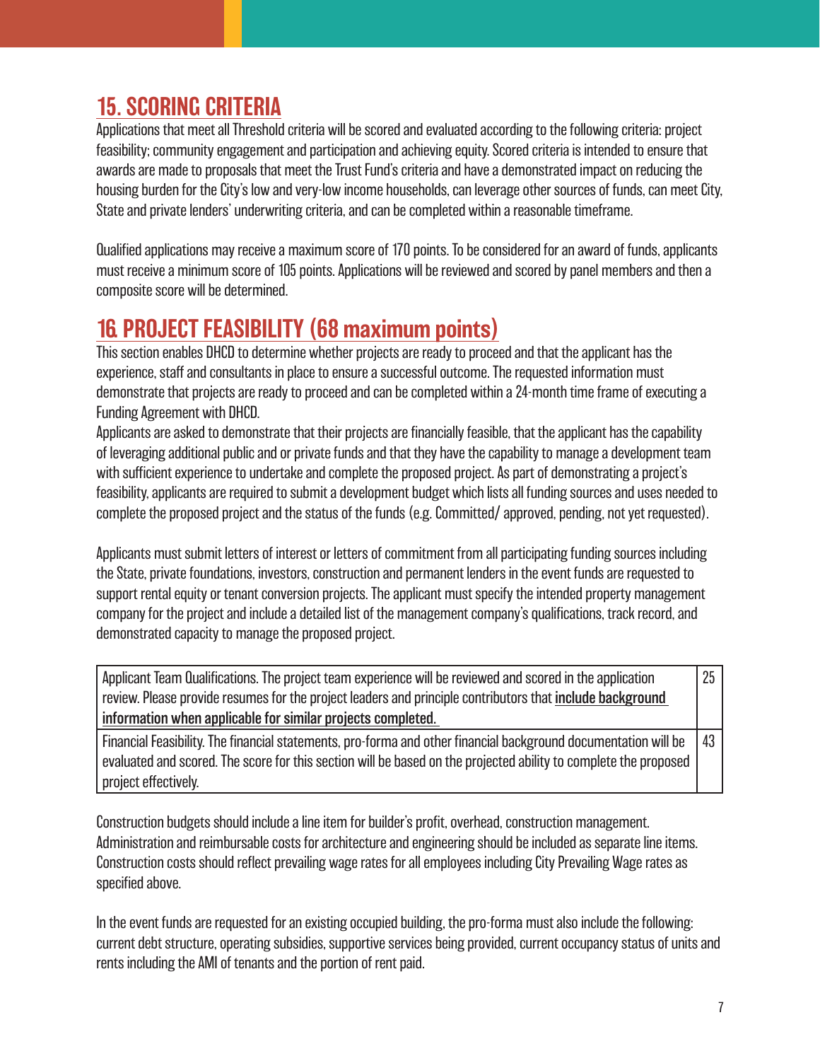## 15. SCORING CRITERIA

Applications that meet all Threshold criteria will be scored and evaluated according to the following criteria: project feasibility; community engagement and participation and achieving equity. Scored criteria is intended to ensure that awards are made to proposals that meet the Trust Fund's criteria and have a demonstrated impact on reducing the housing burden for the City's low and very-low income households, can leverage other sources of funds, can meet City, State and private lenders' underwriting criteria, and can be completed within a reasonable timeframe.

Qualified applications may receive a maximum score of 170 points. To be considered for an award of funds, applicants must receive a minimum score of 105 points. Applications will be reviewed and scored by panel members and then a composite score will be determined.

## 16. PROJECT FEASIBILITY (68 maximum points)

This section enables DHCD to determine whether projects are ready to proceed and that the applicant has the experience, staff and consultants in place to ensure a successful outcome. The requested information must demonstrate that projects are ready to proceed and can be completed within a 24-month time frame of executing a Funding Agreement with DHCD.

Applicants are asked to demonstrate that their projects are financially feasible, that the applicant has the capability of leveraging additional public and or private funds and that they have the capability to manage a development team with sufficient experience to undertake and complete the proposed project. As part of demonstrating a project's feasibility, applicants are required to submit a development budget which lists all funding sources and uses needed to complete the proposed project and the status of the funds (e.g. Committed/ approved, pending, not yet requested).

Applicants must submit letters of interest or letters of commitment from all participating funding sources including the State, private foundations, investors, construction and permanent lenders in the event funds are requested to support rental equity or tenant conversion projects. The applicant must specify the intended property management company for the project and include a detailed list of the management company's qualifications, track record, and demonstrated capacity to manage the proposed project.

| Criteria | Points |
|---|---|
| Applicant Team Qualifications. The project team experience will be reviewed and scored in the application review. Please provide resumes for the project leaders and principle contributors that <u>include background information when applicable for similar projects completed.</u> | 25 |
| Financial Feasibility. The financial statements, pro-forma and other financial background documentation will be evaluated and scored. The score for this section will be based on the projected ability to complete the proposed project effectively. | 43 |

Construction budgets should include a line item for builder's profit, overhead, construction management. Administration and reimbursable costs for architecture and engineering should be included as separate line items. Construction costs should reflect prevailing wage rates for all employees including City Prevailing Wage rates as specified above.

In the event funds are requested for an existing occupied building, the pro-forma must also include the following: current debt structure, operating subsidies, supportive services being provided, current occupancy status of units and rents including the AMI of tenants and the portion of rent paid.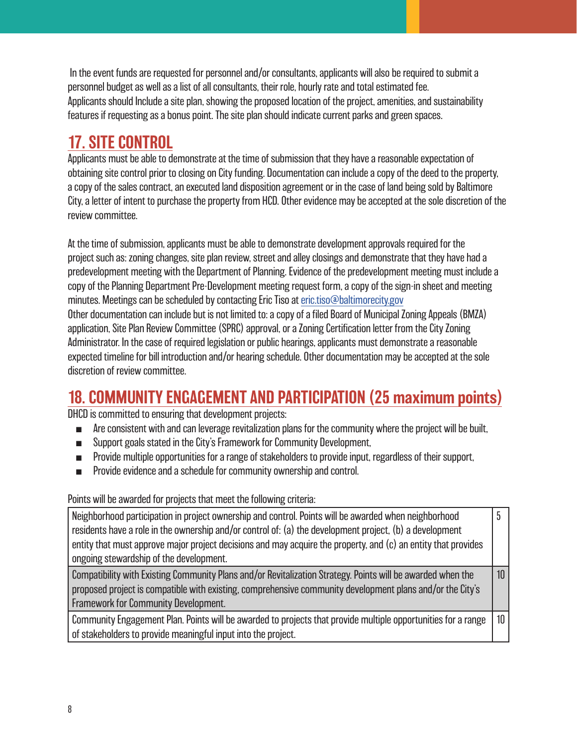In the event funds are requested for personnel and/or consultants, applicants will also be required to submit a personnel budget as well as a list of all consultants, their role, hourly rate and total estimated fee.
Applicants should Include a site plan, showing the proposed location of the project, amenities, and sustainability features if requesting as a bonus point. The site plan should indicate current parks and green spaces.

## 17. SITE CONTROL

Applicants must be able to demonstrate at the time of submission that they have a reasonable expectation of obtaining site control prior to closing on City funding. Documentation can include a copy of the deed to the property, a copy of the sales contract, an executed land disposition agreement or in the case of land being sold by Baltimore City, a letter of intent to purchase the property from HCD. Other evidence may be accepted at the sole discretion of the review committee.

At the time of submission, applicants must be able to demonstrate development approvals required for the project such as: zoning changes, site plan review, street and alley closings and demonstrate that they have had a predevelopment meeting with the Department of Planning. Evidence of the predevelopment meeting must include a copy of the Planning Department Pre-Development meeting request form, a copy of the sign-in sheet and meeting minutes. Meetings can be scheduled by contacting Eric Tiso at eric.tiso@baltimorecity.gov
Other documentation can include but is not limited to: a copy of a filed Board of Municipal Zoning Appeals (BMZA) application, Site Plan Review Committee (SPRC) approval, or a Zoning Certification letter from the City Zoning Administrator. In the case of required legislation or public hearings, applicants must demonstrate a reasonable expected timeline for bill introduction and/or hearing schedule. Other documentation may be accepted at the sole discretion of review committee.

## 18. COMMUNITY ENGAGEMENT AND PARTICIPATION (25 maximum points)

DHCD is committed to ensuring that development projects:

- Are consistent with and can leverage revitalization plans for the community where the project will be built,
- Support goals stated in the City's Framework for Community Development,
- Provide multiple opportunities for a range of stakeholders to provide input, regardless of their support,
- Provide evidence and a schedule for community ownership and control.

Points will be awarded for projects that meet the following criteria:

| Criteria | Points |
| --- | --- |
| Neighborhood participation in project ownership and control. Points will be awarded when neighborhood residents have a role in the ownership and/or control of: (a) the development project, (b) a development entity that must approve major project decisions and may acquire the property, and (c) an entity that provides ongoing stewardship of the development. | 5 |
| Compatibility with Existing Community Plans and/or Revitalization Strategy. Points will be awarded when the proposed project is compatible with existing, comprehensive community development plans and/or the City's Framework for Community Development. | 10 |
| Community Engagement Plan. Points will be awarded to projects that provide multiple opportunities for a range of stakeholders to provide meaningful input into the project. | 10 |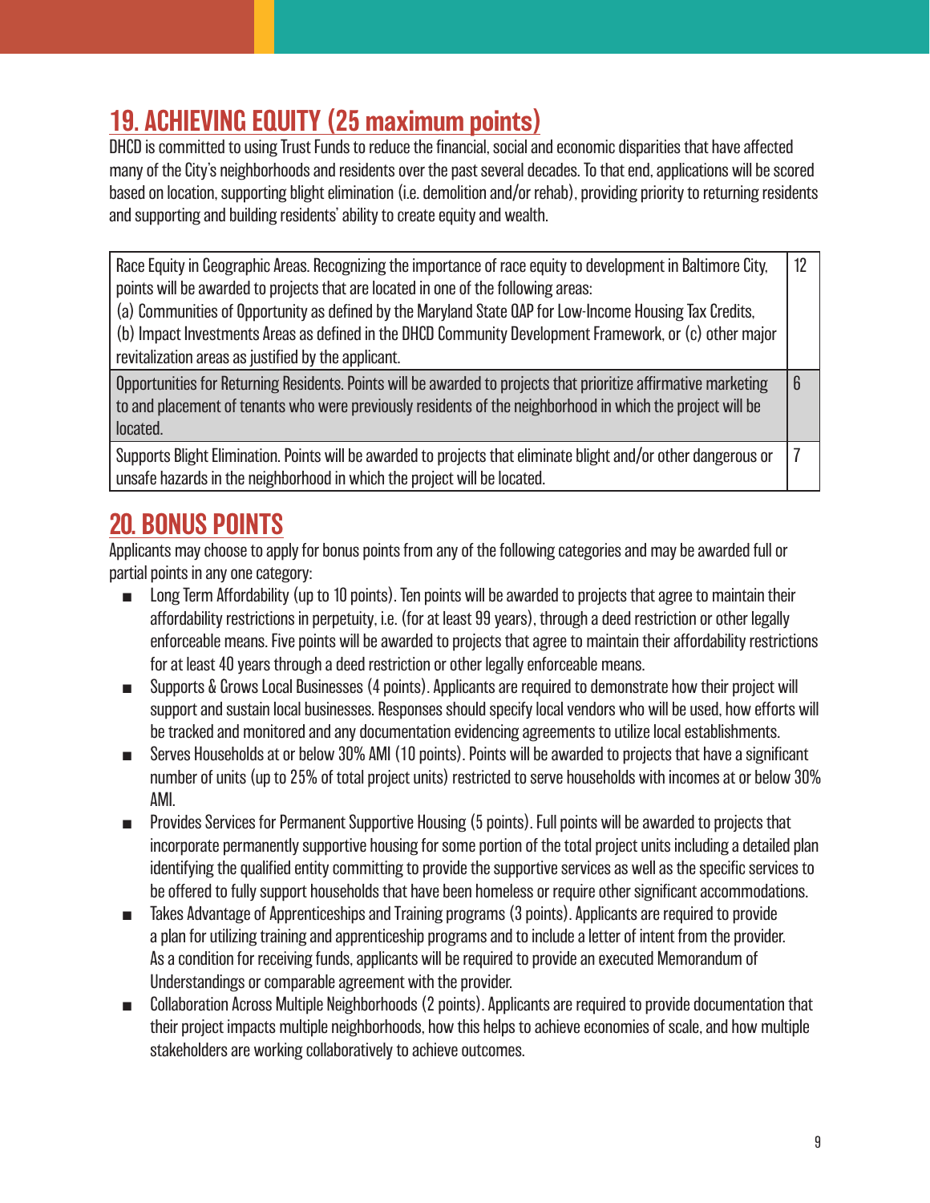## 19. ACHIEVING EQUITY (25 maximum points)

DHCD is committed to using Trust Funds to reduce the financial, social and economic disparities that have affected many of the City's neighborhoods and residents over the past several decades. To that end, applications will be scored based on location, supporting blight elimination (i.e. demolition and/or rehab), providing priority to returning residents and supporting and building residents' ability to create equity and wealth.

| | |
|---|---|
| Race Equity in Geographic Areas. Recognizing the importance of race equity to development in Baltimore City, points will be awarded to projects that are located in one of the following areas:<br>(a) Communities of Opportunity as defined by the Maryland State QAP for Low-Income Housing Tax Credits, (b) Impact Investments Areas as defined in the DHCD Community Development Framework, or (c) other major revitalization areas as justified by the applicant. | 12 |
| Opportunities for Returning Residents. Points will be awarded to projects that prioritize affirmative marketing to and placement of tenants who were previously residents of the neighborhood in which the project will be located. | 6 |
| Supports Blight Elimination. Points will be awarded to projects that eliminate blight and/or other dangerous or unsafe hazards in the neighborhood in which the project will be located. | 7 |

## 20. BONUS POINTS

Applicants may choose to apply for bonus points from any of the following categories and may be awarded full or partial points in any one category:

- Long Term Affordability (up to 10 points). Ten points will be awarded to projects that agree to maintain their affordability restrictions in perpetuity, i.e. (for at least 99 years), through a deed restriction or other legally enforceable means. Five points will be awarded to projects that agree to maintain their affordability restrictions for at least 40 years through a deed restriction or other legally enforceable means.
- Supports & Grows Local Businesses (4 points). Applicants are required to demonstrate how their project will support and sustain local businesses. Responses should specify local vendors who will be used, how efforts will be tracked and monitored and any documentation evidencing agreements to utilize local establishments.
- Serves Households at or below 30% AMI (10 points). Points will be awarded to projects that have a significant number of units (up to 25% of total project units) restricted to serve households with incomes at or below 30% AMI.
- Provides Services for Permanent Supportive Housing (5 points). Full points will be awarded to projects that incorporate permanently supportive housing for some portion of the total project units including a detailed plan identifying the qualified entity committing to provide the supportive services as well as the specific services to be offered to fully support households that have been homeless or require other significant accommodations.
- Takes Advantage of Apprenticeships and Training programs (3 points). Applicants are required to provide a plan for utilizing training and apprenticeship programs and to include a letter of intent from the provider. As a condition for receiving funds, applicants will be required to provide an executed Memorandum of Understandings or comparable agreement with the provider.
- Collaboration Across Multiple Neighborhoods (2 points). Applicants are required to provide documentation that their project impacts multiple neighborhoods, how this helps to achieve economies of scale, and how multiple stakeholders are working collaboratively to achieve outcomes.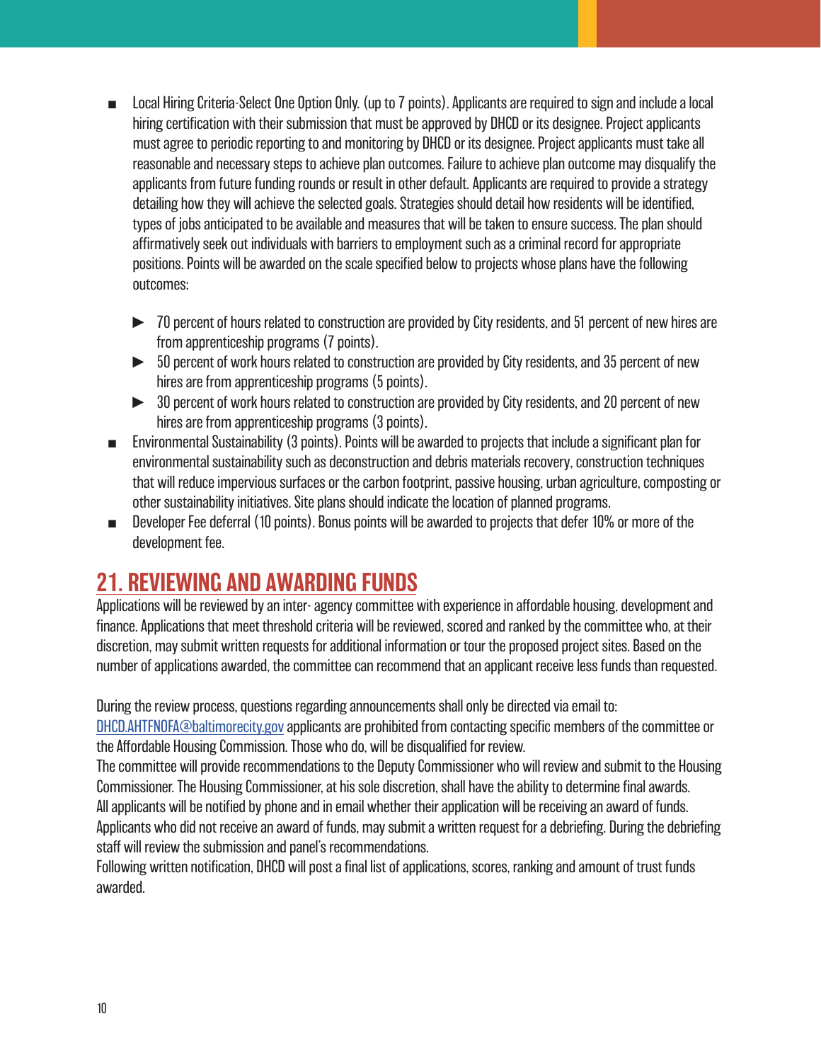- Local Hiring Criteria-Select One Option Only. (up to 7 points). Applicants are required to sign and include a local hiring certification with their submission that must be approved by DHCD or its designee. Project applicants must agree to periodic reporting to and monitoring by DHCD or its designee. Project applicants must take all reasonable and necessary steps to achieve plan outcomes. Failure to achieve plan outcome may disqualify the applicants from future funding rounds or result in other default. Applicants are required to provide a strategy detailing how they will achieve the selected goals. Strategies should detail how residents will be identified, types of jobs anticipated to be available and measures that will be taken to ensure success. The plan should affirmatively seek out individuals with barriers to employment such as a criminal record for appropriate positions. Points will be awarded on the scale specified below to projects whose plans have the following outcomes:
  - 70 percent of hours related to construction are provided by City residents, and 51 percent of new hires are from apprenticeship programs (7 points).
  - 50 percent of work hours related to construction are provided by City residents, and 35 percent of new hires are from apprenticeship programs (5 points).
  - 30 percent of work hours related to construction are provided by City residents, and 20 percent of new hires are from apprenticeship programs (3 points).
- Environmental Sustainability (3 points). Points will be awarded to projects that include a significant plan for environmental sustainability such as deconstruction and debris materials recovery, construction techniques that will reduce impervious surfaces or the carbon footprint, passive housing, urban agriculture, composting or other sustainability initiatives. Site plans should indicate the location of planned programs.
- Developer Fee deferral (10 points). Bonus points will be awarded to projects that defer 10% or more of the development fee.

## 21. REVIEWING AND AWARDING FUNDS

Applications will be reviewed by an inter- agency committee with experience in affordable housing, development and finance. Applications that meet threshold criteria will be reviewed, scored and ranked by the committee who, at their discretion, may submit written requests for additional information or tour the proposed project sites. Based on the number of applications awarded, the committee can recommend that an applicant receive less funds than requested.

During the review process, questions regarding announcements shall only be directed via email to: DHCD.AHTFNOFA@baltimorecity.gov applicants are prohibited from contacting specific members of the committee or the Affordable Housing Commission. Those who do, will be disqualified for review.
The committee will provide recommendations to the Deputy Commissioner who will review and submit to the Housing Commissioner. The Housing Commissioner, at his sole discretion, shall have the ability to determine final awards.
All applicants will be notified by phone and in email whether their application will be receiving an award of funds.
Applicants who did not receive an award of funds, may submit a written request for a debriefing. During the debriefing staff will review the submission and panel's recommendations.
Following written notification, DHCD will post a final list of applications, scores, ranking and amount of trust funds awarded.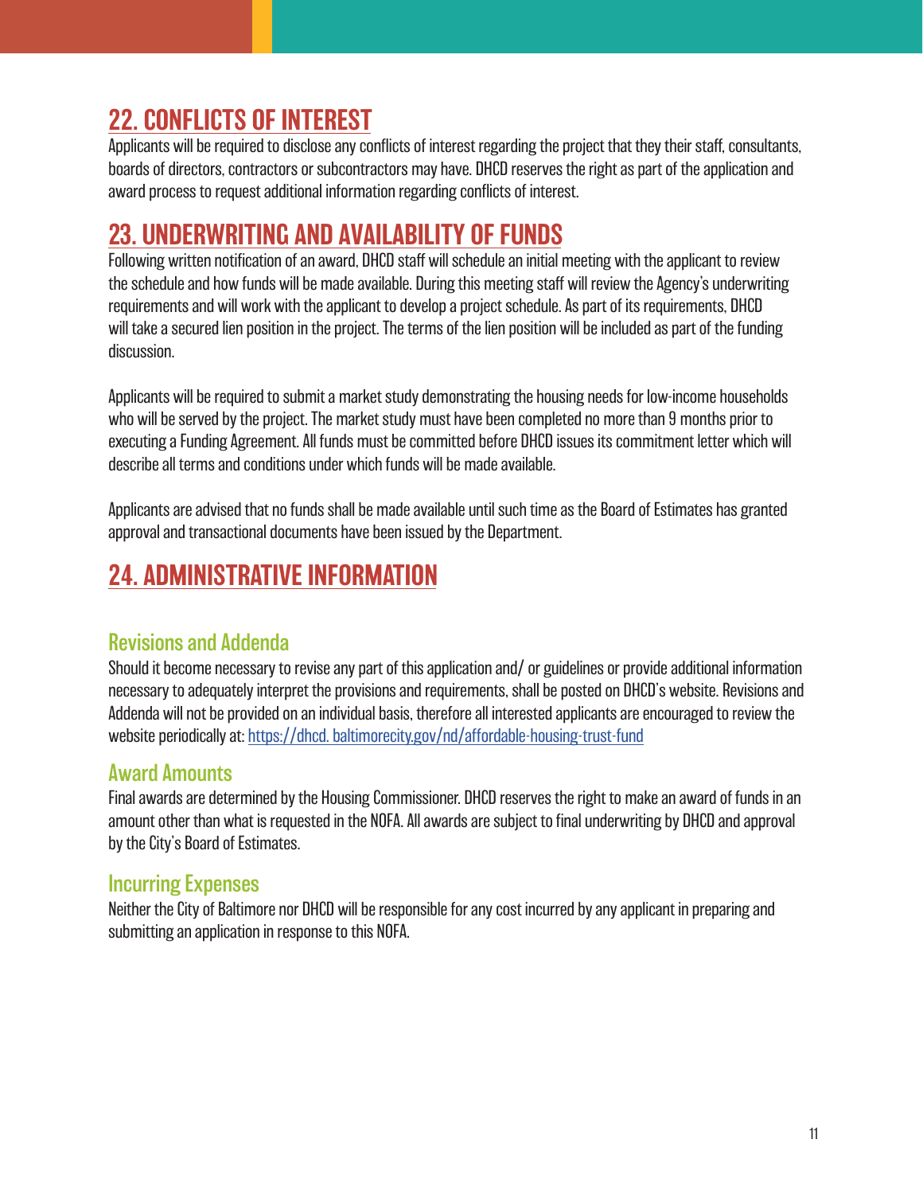## 22. CONFLICTS OF INTEREST

Applicants will be required to disclose any conflicts of interest regarding the project that they their staff, consultants, boards of directors, contractors or subcontractors may have. DHCD reserves the right as part of the application and award process to request additional information regarding conflicts of interest.

## 23. UNDERWRITING AND AVAILABILITY OF FUNDS

Following written notification of an award, DHCD staff will schedule an initial meeting with the applicant to review the schedule and how funds will be made available. During this meeting staff will review the Agency's underwriting requirements and will work with the applicant to develop a project schedule. As part of its requirements, DHCD will take a secured lien position in the project. The terms of the lien position will be included as part of the funding discussion.

Applicants will be required to submit a market study demonstrating the housing needs for low-income households who will be served by the project. The market study must have been completed no more than 9 months prior to executing a Funding Agreement. All funds must be committed before DHCD issues its commitment letter which will describe all terms and conditions under which funds will be made available.

Applicants are advised that no funds shall be made available until such time as the Board of Estimates has granted approval and transactional documents have been issued by the Department.

## 24. ADMINISTRATIVE INFORMATION

### Revisions and Addenda

Should it become necessary to revise any part of this application and/ or guidelines or provide additional information necessary to adequately interpret the provisions and requirements, shall be posted on DHCD's website. Revisions and Addenda will not be provided on an individual basis, therefore all interested applicants are encouraged to review the website periodically at: https://dhcd. baltimorecity.gov/nd/affordable-housing-trust-fund

### Award Amounts

Final awards are determined by the Housing Commissioner. DHCD reserves the right to make an award of funds in an amount other than what is requested in the NOFA. All awards are subject to final underwriting by DHCD and approval by the City's Board of Estimates.

### Incurring Expenses

Neither the City of Baltimore nor DHCD will be responsible for any cost incurred by any applicant in preparing and submitting an application in response to this NOFA.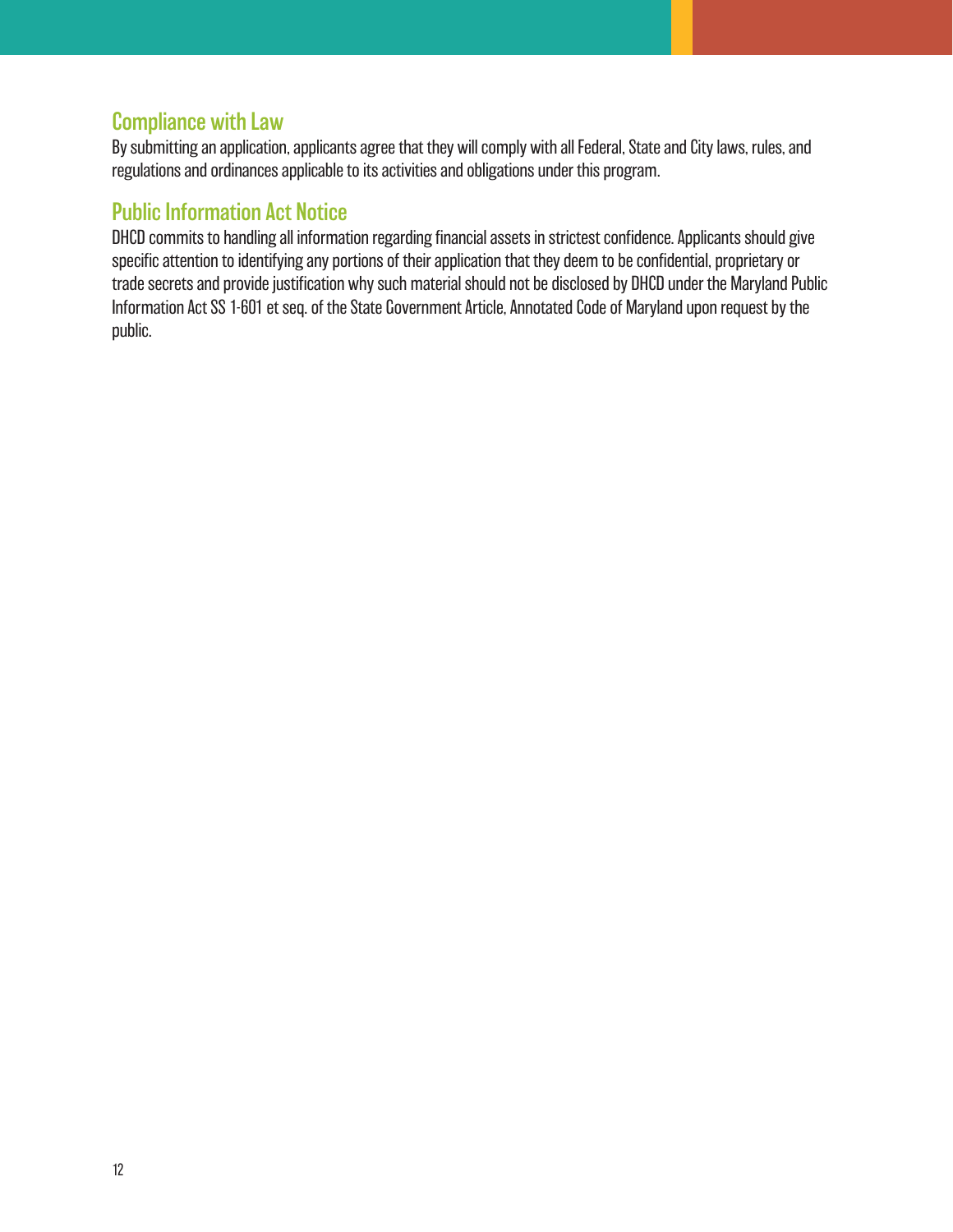## Compliance with Law

By submitting an application, applicants agree that they will comply with all Federal, State and City laws, rules, and regulations and ordinances applicable to its activities and obligations under this program.

## Public Information Act Notice

DHCD commits to handling all information regarding financial assets in strictest confidence. Applicants should give specific attention to identifying any portions of their application that they deem to be confidential, proprietary or trade secrets and provide justification why such material should not be disclosed by DHCD under the Maryland Public Information Act SS 1-601 et seq. of the State Government Article, Annotated Code of Maryland upon request by the public.